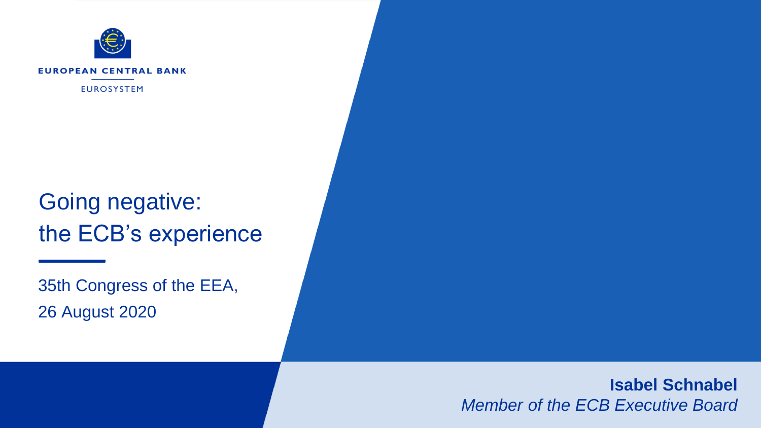EUROPEAN CENTRAL BANK

EUROSYSTEM

# Going negative: the ECB's experience

35th Congress of the EEA,
26 August 2020

**Isabel Schnabel**
*Member of the ECB Executive Board*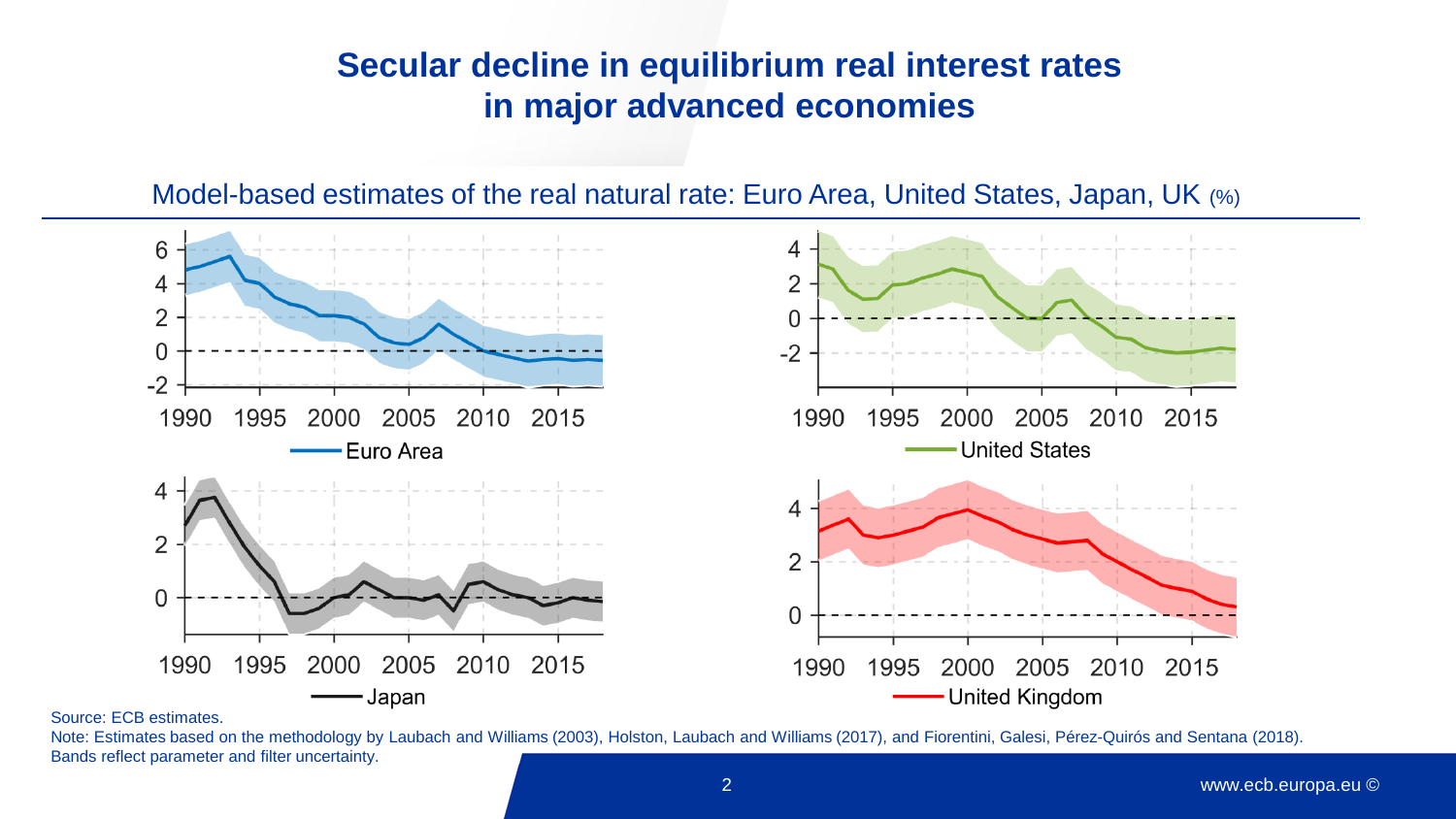# Secular decline in equilibrium real interest rates in major advanced economies

Model-based estimates of the real natural rate: Euro Area, United States, Japan, UK (%)

Source: ECB estimates.

Note: Estimates based on the methodology by Laubach and Williams (2003), Holston, Laubach and Williams (2017), and Fiorentini, Galesi, Pérez-Quirós and Sentana (2018). Bands reflect parameter and filter uncertainty.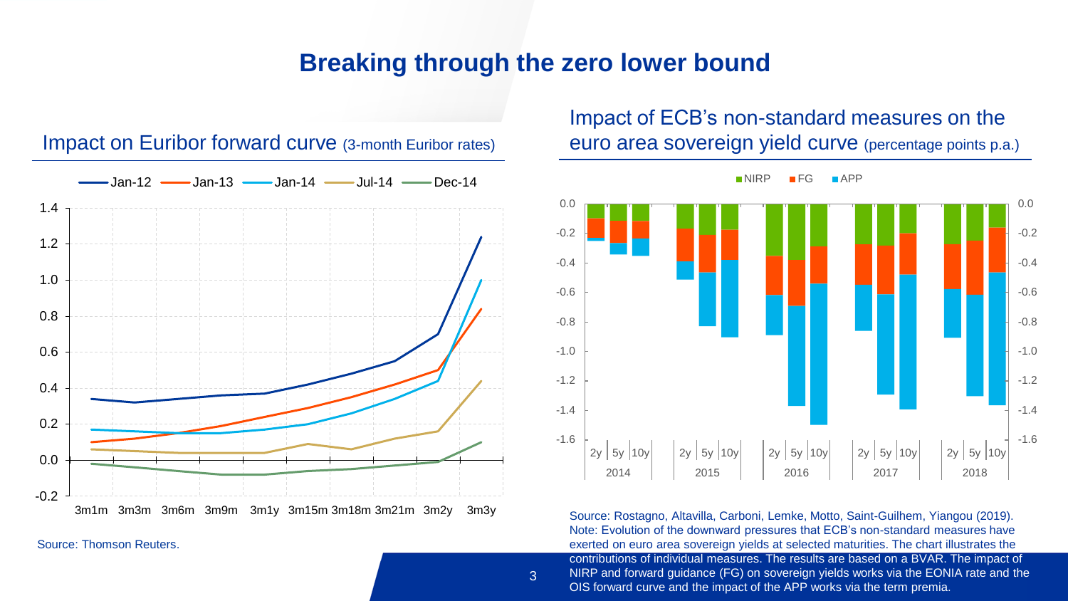# Breaking through the zero lower bound

## Impact on Euribor forward curve (3-month Euribor rates)

Source: Thomson Reuters.

## Impact of ECB's non-standard measures on the euro area sovereign yield curve (percentage points p.a.)

Source: Rostagno, Altavilla, Carboni, Lemke, Motto, Saint-Guilhem, Yiangou (2019).
Note: Evolution of the downward pressures that ECB's non-standard measures have exerted on euro area sovereign yields at selected maturities. The chart illustrates the contributions of individual measures. The results are based on a BVAR. The impact of NIRP and forward guidance (FG) on sovereign yields works via the EONIA rate and the OIS forward curve and the impact of the APP works via the term premia.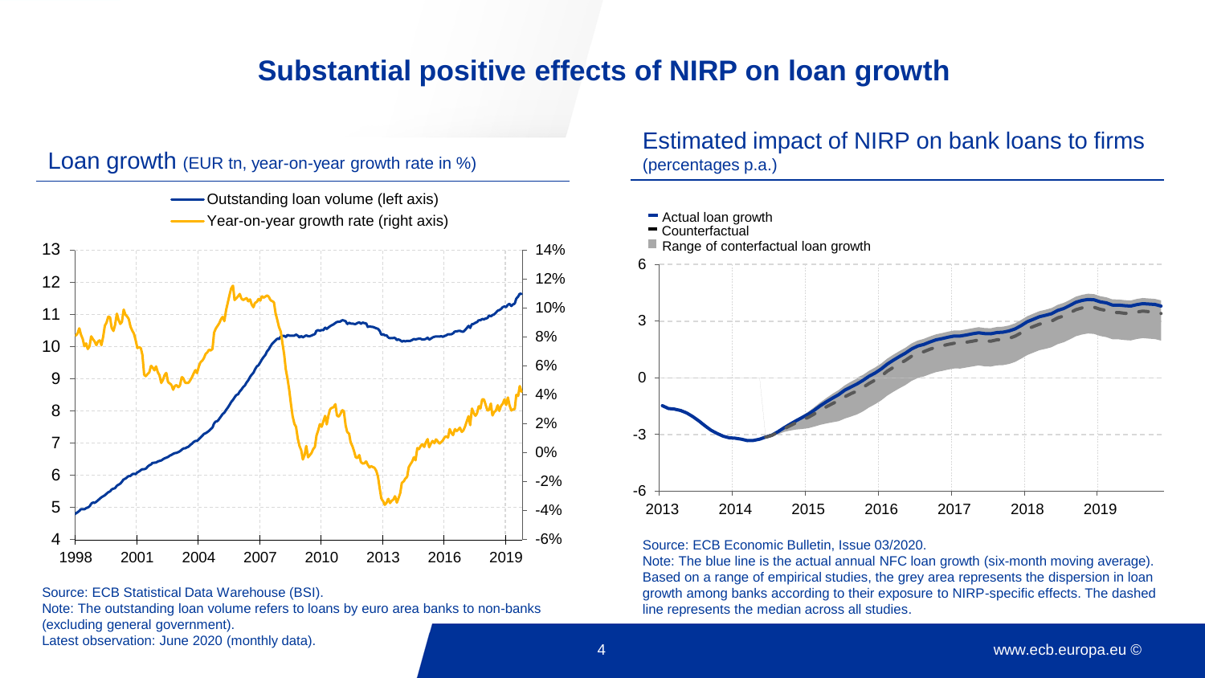# Substantial positive effects of NIRP on loan growth

## Loan growth (EUR tn, year-on-year growth rate in %)

Source: ECB Statistical Data Warehouse (BSI).
Note: The outstanding loan volume refers to loans by euro area banks to non-banks (excluding general government).
Latest observation: June 2020 (monthly data).

## Estimated impact of NIRP on bank loans to firms (percentages p.a.)

Source: ECB Economic Bulletin, Issue 03/2020.
Note: The blue line is the actual annual NFC loan growth (six-month moving average). Based on a range of empirical studies, the grey area represents the dispersion in loan growth among banks according to their exposure to NIRP-specific effects. The dashed line represents the median across all studies.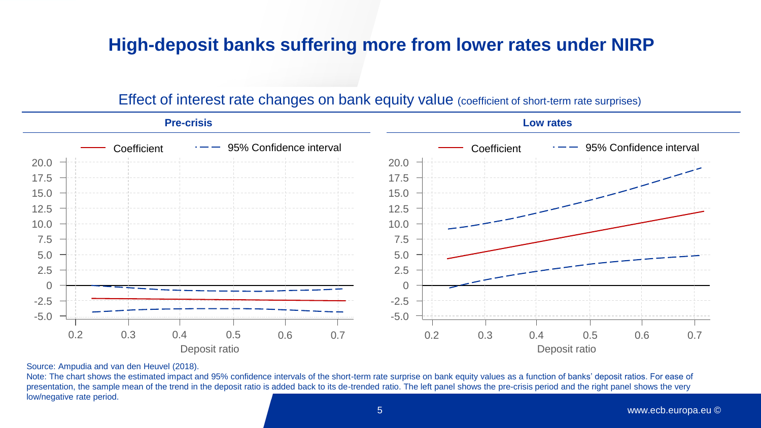# High-deposit banks suffering more from lower rates under NIRP

## Effect of interest rate changes on bank equity value (coefficient of short-term rate surprises)

**Pre-crisis**

**Low rates**

Source: Ampudia and van den Heuvel (2018).

Note: The chart shows the estimated impact and 95% confidence intervals of the short-term rate surprise on bank equity values as a function of banks' deposit ratios. For ease of presentation, the sample mean of the trend in the deposit ratio is added back to its de-trended ratio. The left panel shows the pre-crisis period and the right panel shows the very low/negative rate period.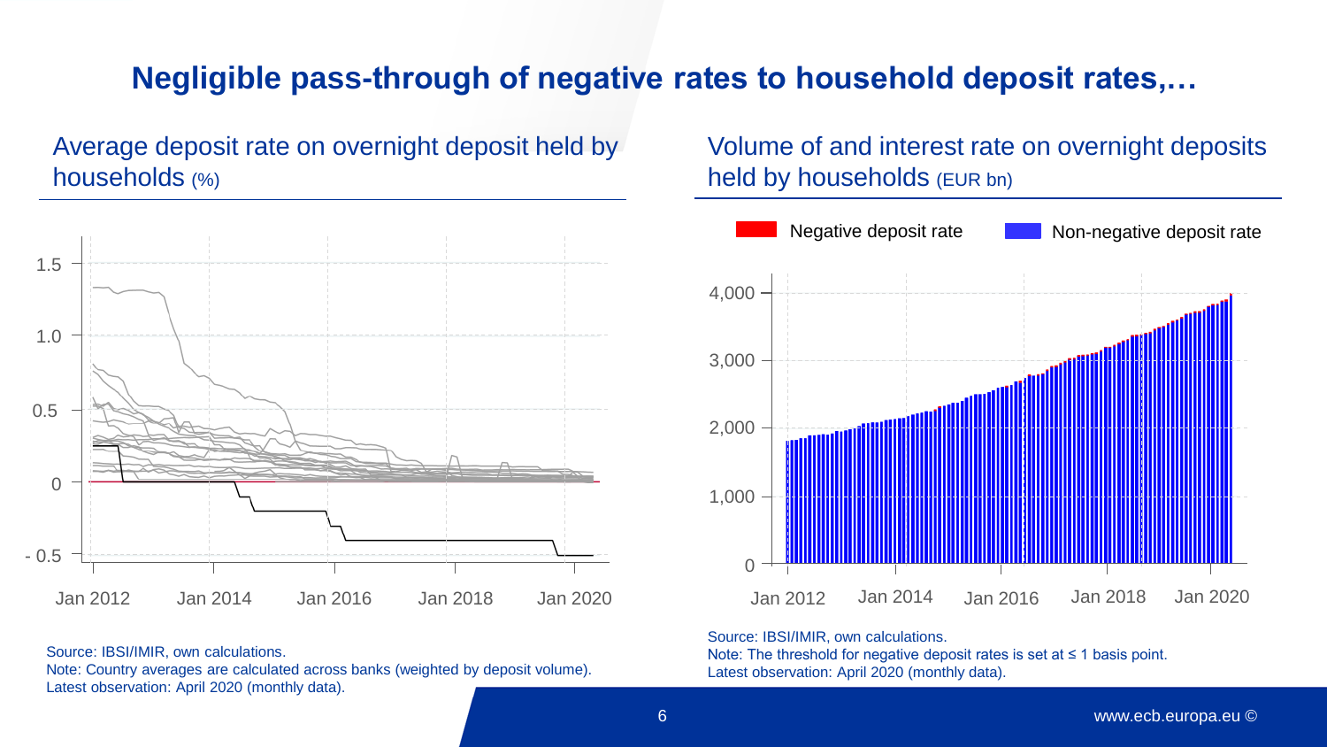# Negligible pass-through of negative rates to household deposit rates,…

## Average deposit rate on overnight deposit held by households (%)

1.5
1.0
0.5
0
- 0.5

Jan 2012 Jan 2014 Jan 2016 Jan 2018 Jan 2020

Source: IBSI/IMIR, own calculations.
Note: Country averages are calculated across banks (weighted by deposit volume).
Latest observation: April 2020 (monthly data).

## Volume of and interest rate on overnight deposits held by households (EUR bn)

Negative deposit rate Non-negative deposit rate

4,000
3,000
2,000
1,000
0

Jan 2012 Jan 2014 Jan 2016 Jan 2018 Jan 2020

Source: IBSI/IMIR, own calculations.
Note: The threshold for negative deposit rates is set at ≤ 1 basis point.
Latest observation: April 2020 (monthly data).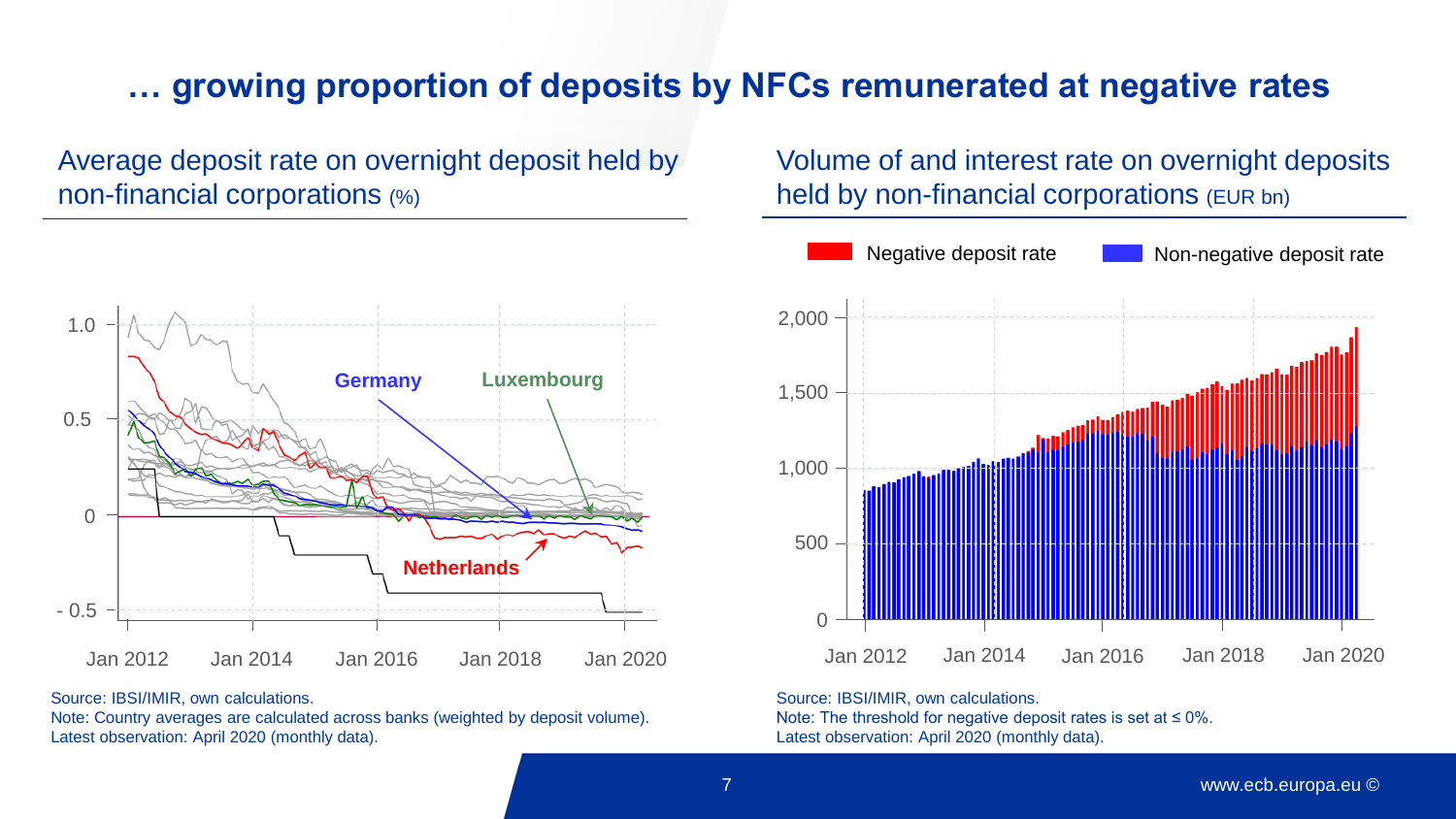# … growing proportion of deposits by NFCs remunerated at negative rates

## Average deposit rate on overnight deposit held by non-financial corporations (%)

Source: IBSI/IMIR, own calculations.
Note: Country averages are calculated across banks (weighted by deposit volume).
Latest observation: April 2020 (monthly data).

## Volume of and interest rate on overnight deposits held by non-financial corporations (EUR bn)

Source: IBSI/IMIR, own calculations.
Note: The threshold for negative deposit rates is set at ≤ 0%.
Latest observation: April 2020 (monthly data).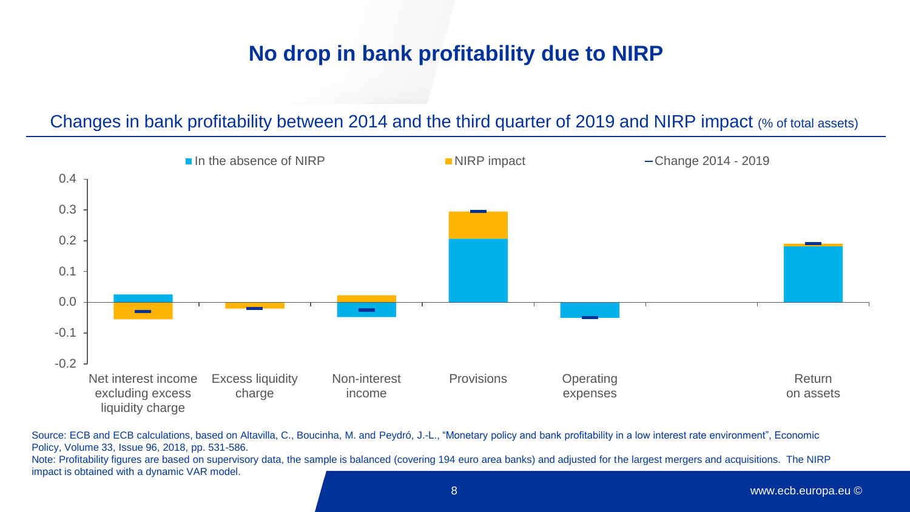# No drop in bank profitability due to NIRP

## Changes in bank profitability between 2014 and the third quarter of 2019 and NIRP impact (% of total assets)

In the absence of NIRP | NIRP impact | Change 2014 - 2019

0.4
0.3
0.2
0.1
0.0
-0.1
-0.2

Net interest income excluding excess liquidity charge | Excess liquidity charge | Non-interest income | Provisions | Operating expenses | Return on assets

Source: ECB and ECB calculations, based on Altavilla, C., Boucinha, M. and Peydró, J.-L., "Monetary policy and bank profitability in a low interest rate environment", Economic Policy, Volume 33, Issue 96, 2018, pp. 531-586.

Note: Profitability figures are based on supervisory data, the sample is balanced (covering 194 euro area banks) and adjusted for the largest mergers and acquisitions. The NIRP impact is obtained with a dynamic VAR model.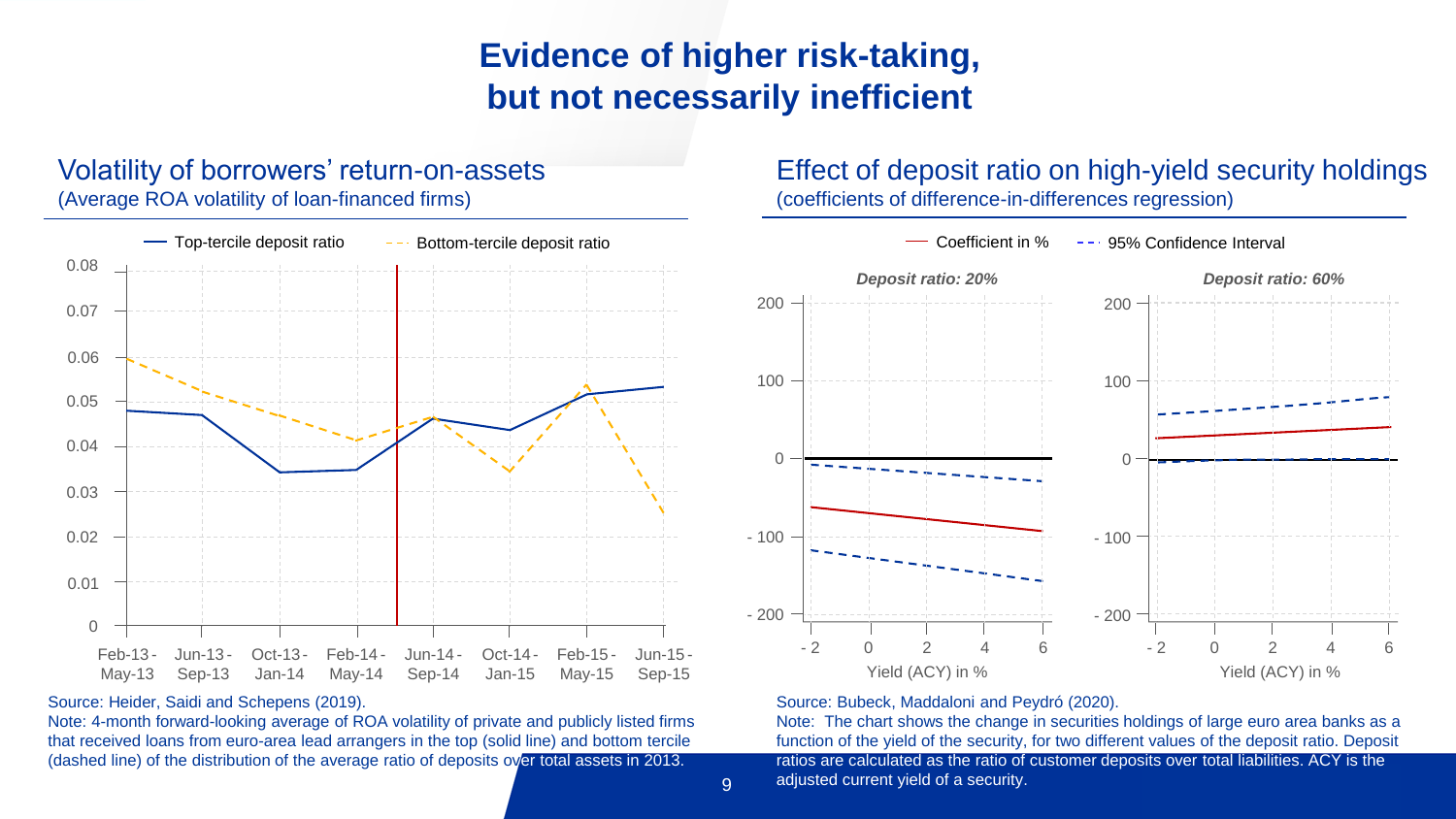# Evidence of higher risk-taking, but not necessarily inefficient

## Volatility of borrowers' return-on-assets

(Average ROA volatility of loan-financed firms)

Source: Heider, Saidi and Schepens (2019).

Note: 4-month forward-looking average of ROA volatility of private and publicly listed firms that received loans from euro-area lead arrangers in the top (solid line) and bottom tercile (dashed line) of the distribution of the average ratio of deposits over total assets in 2013.

## Effect of deposit ratio on high-yield security holdings

(coefficients of difference-in-differences regression)

Source: Bubeck, Maddaloni and Peydró (2020).

Note: The chart shows the change in securities holdings of large euro area banks as a function of the yield of the security, for two different values of the deposit ratio. Deposit ratios are calculated as the ratio of customer deposits over total liabilities. ACY is the adjusted current yield of a security.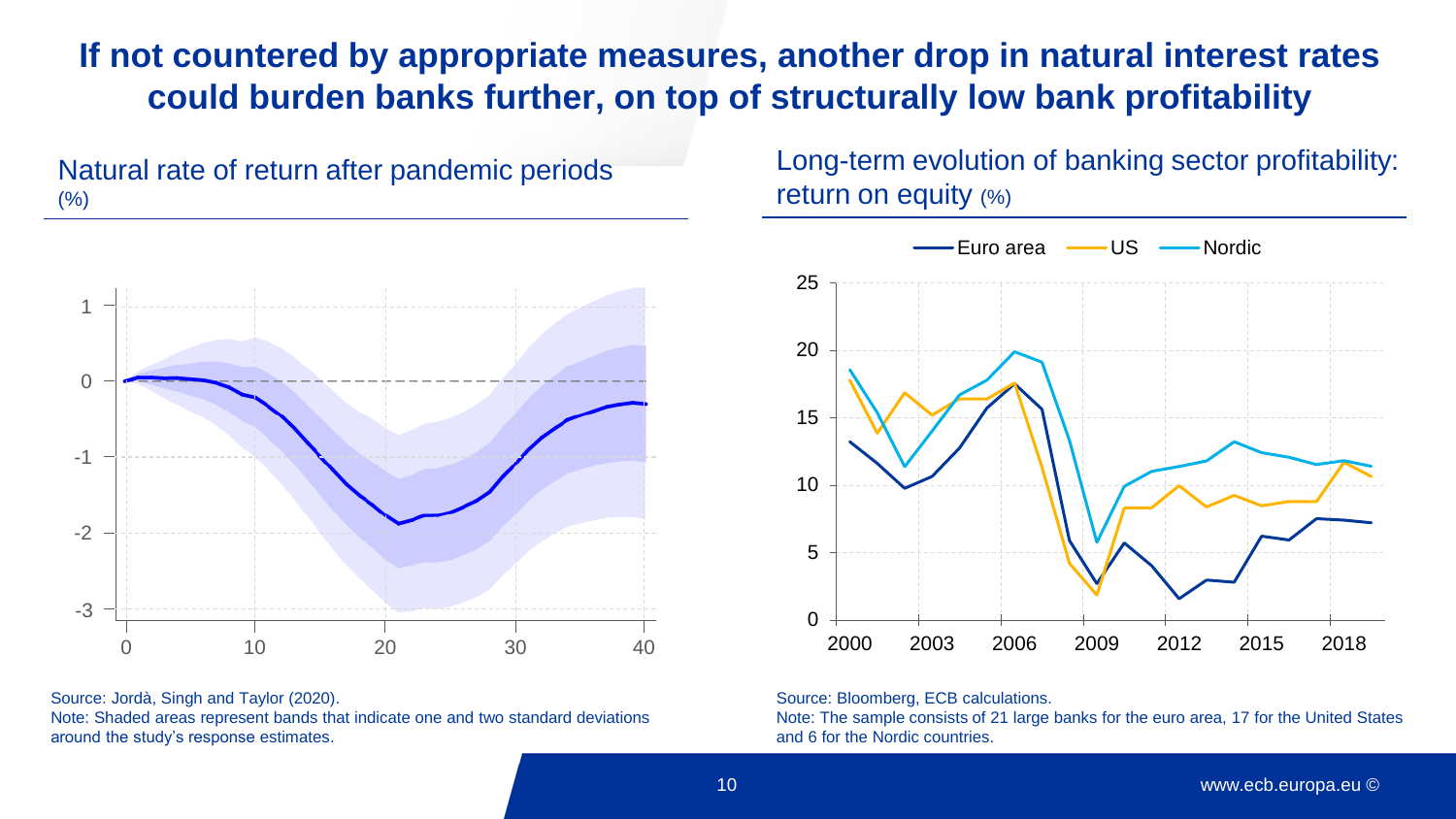# If not countered by appropriate measures, another drop in natural interest rates could burden banks further, on top of structurally low bank profitability

## Natural rate of return after pandemic periods
(%)

Source: Jordà, Singh and Taylor (2020).
Note: Shaded areas represent bands that indicate one and two standard deviations around the study's response estimates.

## Long-term evolution of banking sector profitability: return on equity (%)

Source: Bloomberg, ECB calculations.
Note: The sample consists of 21 large banks for the euro area, 17 for the United States and 6 for the Nordic countries.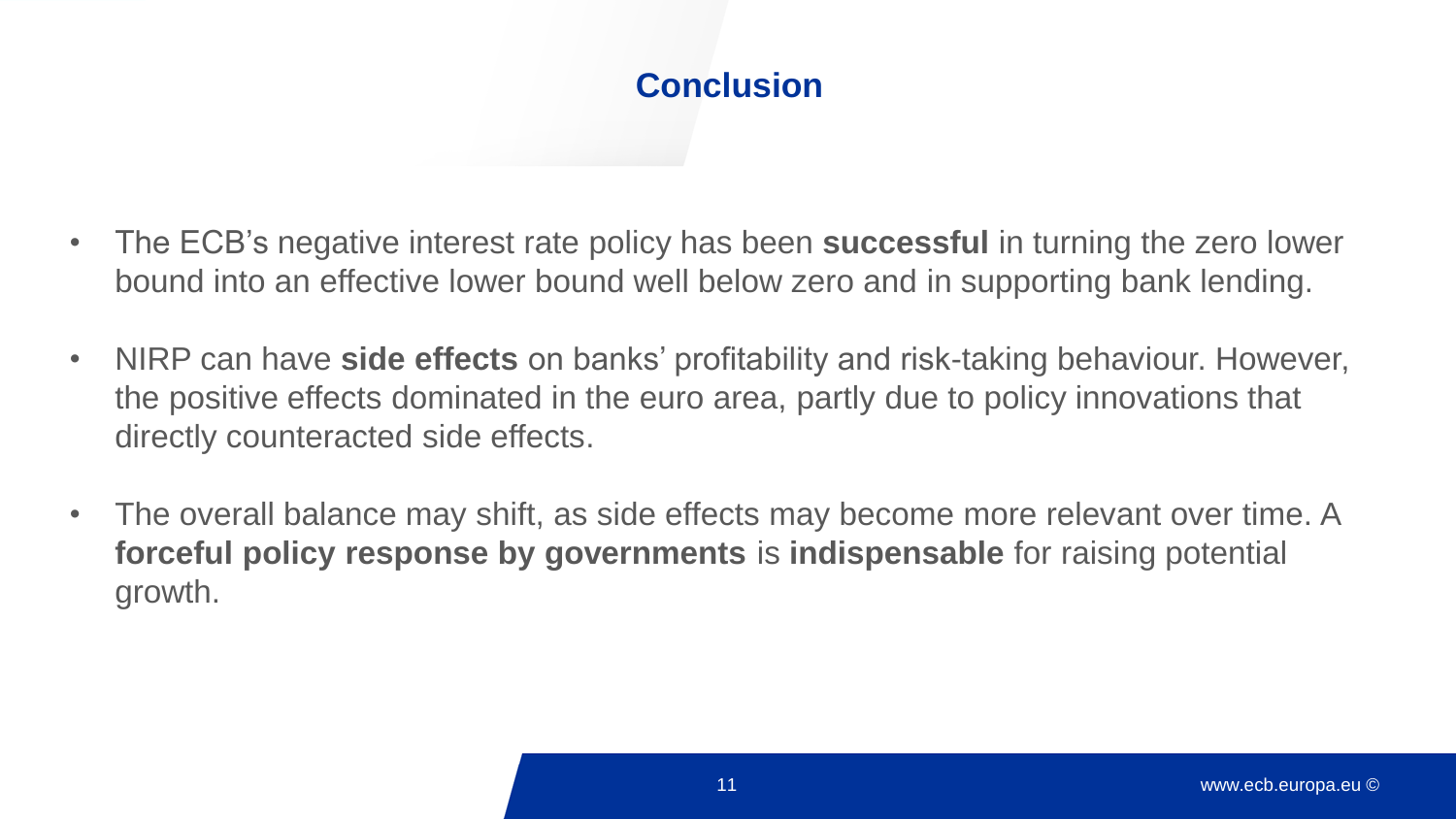# Conclusion

- The ECB’s negative interest rate policy has been **successful** in turning the zero lower bound into an effective lower bound well below zero and in supporting bank lending.
- NIRP can have **side effects** on banks’ profitability and risk-taking behaviour. However, the positive effects dominated in the euro area, partly due to policy innovations that directly counteracted side effects.
- The overall balance may shift, as side effects may become more relevant over time. A **forceful policy response by governments** is **indispensable** for raising potential growth.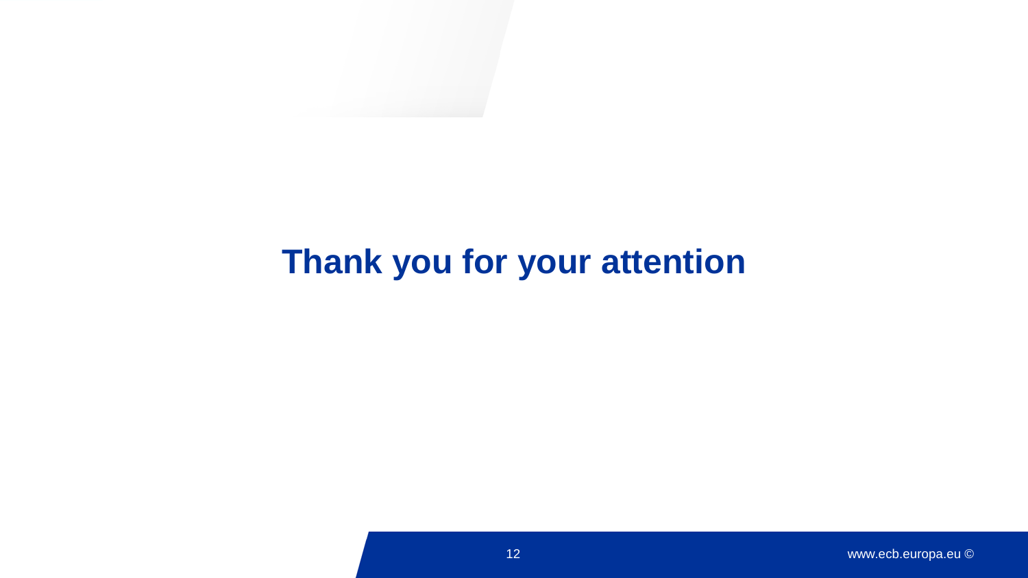# Thank you for your attention